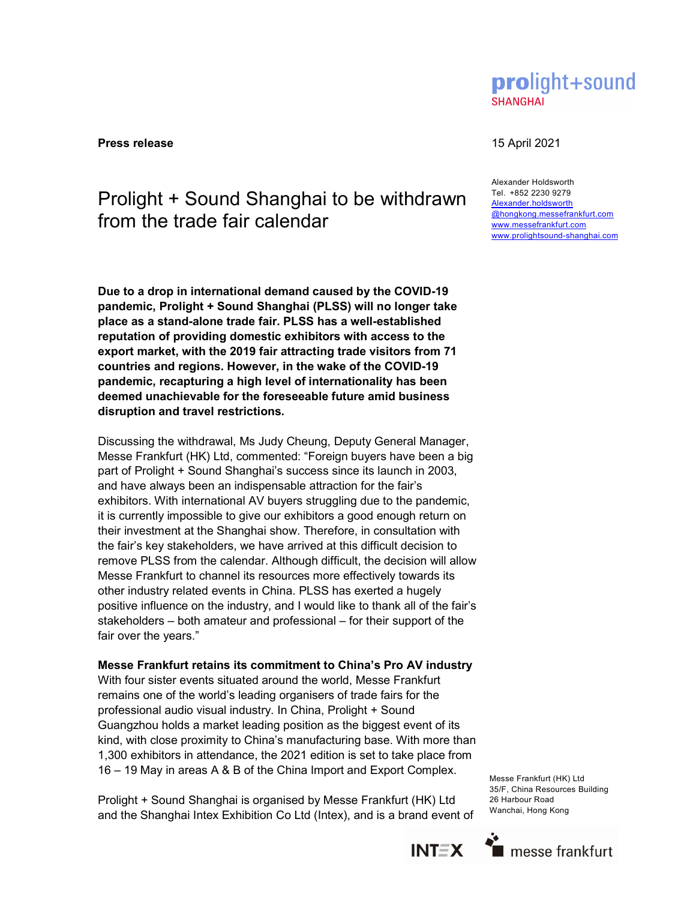**Press release**

15 April 2021

Alexander Holdsworth
Tel. +852 2230 9279
Alexander.holdsworth@hongkong.messefrankfurt.com
www.messefrankfurt.com
www.prolightsound-shanghai.com

# Prolight + Sound Shanghai to be withdrawn from the trade fair calendar

**Due to a drop in international demand caused by the COVID-19 pandemic, Prolight + Sound Shanghai (PLSS) will no longer take place as a stand-alone trade fair. PLSS has a well-established reputation of providing domestic exhibitors with access to the export market, with the 2019 fair attracting trade visitors from 71 countries and regions. However, in the wake of the COVID-19 pandemic, recapturing a high level of internationality has been deemed unachievable for the foreseeable future amid business disruption and travel restrictions.**

Discussing the withdrawal, Ms Judy Cheung, Deputy General Manager, Messe Frankfurt (HK) Ltd, commented: "Foreign buyers have been a big part of Prolight + Sound Shanghai's success since its launch in 2003, and have always been an indispensable attraction for the fair's exhibitors. With international AV buyers struggling due to the pandemic, it is currently impossible to give our exhibitors a good enough return on their investment at the Shanghai show. Therefore, in consultation with the fair's key stakeholders, we have arrived at this difficult decision to remove PLSS from the calendar. Although difficult, the decision will allow Messe Frankfurt to channel its resources more effectively towards its other industry related events in China. PLSS has exerted a hugely positive influence on the industry, and I would like to thank all of the fair's stakeholders – both amateur and professional – for their support of the fair over the years."

**Messe Frankfurt retains its commitment to China's Pro AV industry**

With four sister events situated around the world, Messe Frankfurt remains one of the world's leading organisers of trade fairs for the professional audio visual industry. In China, Prolight + Sound Guangzhou holds a market leading position as the biggest event of its kind, with close proximity to China's manufacturing base. With more than 1,300 exhibitors in attendance, the 2021 edition is set to take place from 16 – 19 May in areas A & B of the China Import and Export Complex.

Prolight + Sound Shanghai is organised by Messe Frankfurt (HK) Ltd and the Shanghai Intex Exhibition Co Ltd (Intex), and is a brand event of

Messe Frankfurt (HK) Ltd
35/F, China Resources Building
26 Harbour Road
Wanchai, Hong Kong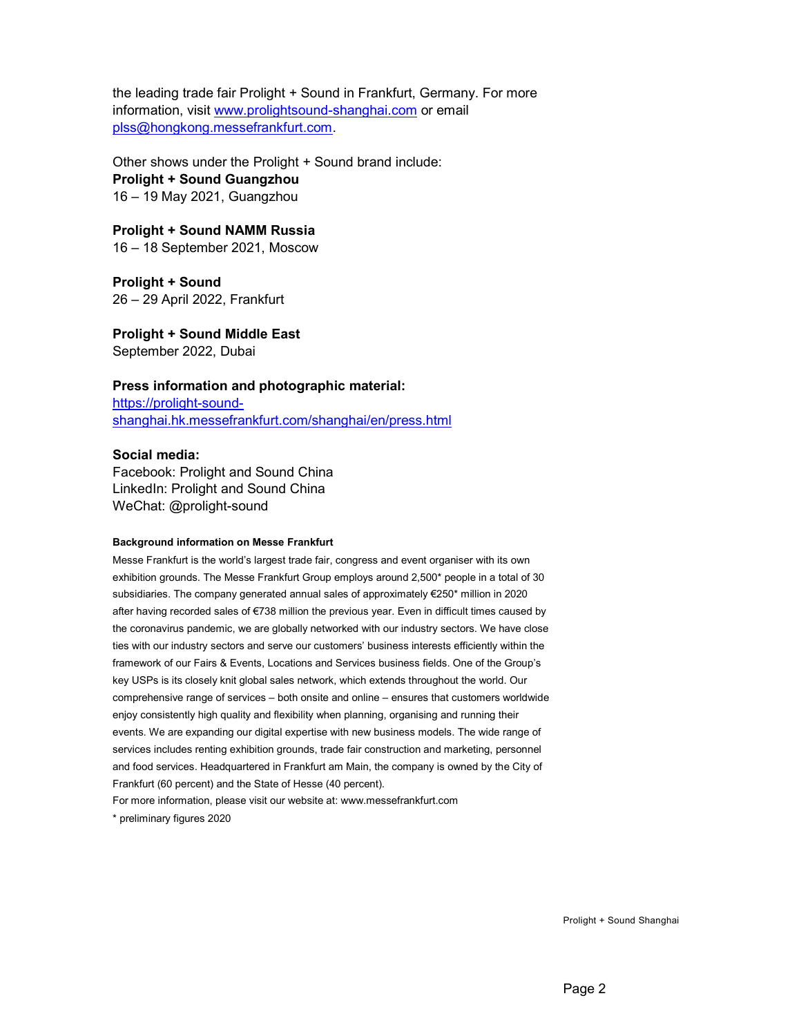the leading trade fair Prolight + Sound in Frankfurt, Germany. For more information, visit www.prolightsound-shanghai.com or email plss@hongkong.messefrankfurt.com.

Other shows under the Prolight + Sound brand include:

**Prolight + Sound Guangzhou**
16 – 19 May 2021, Guangzhou

**Prolight + Sound NAMM Russia**
16 – 18 September 2021, Moscow

**Prolight + Sound**
26 – 29 April 2022, Frankfurt

**Prolight + Sound Middle East**
September 2022, Dubai

**Press information and photographic material:**
https://prolight-sound-shanghai.hk.messefrankfurt.com/shanghai/en/press.html

**Social media:**
Facebook: Prolight and Sound China
LinkedIn: Prolight and Sound China
WeChat: @prolight-sound

**Background information on Messe Frankfurt**

Messe Frankfurt is the world's largest trade fair, congress and event organiser with its own exhibition grounds. The Messe Frankfurt Group employs around 2,500* people in a total of 30 subsidiaries. The company generated annual sales of approximately €250* million in 2020 after having recorded sales of €738 million the previous year. Even in difficult times caused by the coronavirus pandemic, we are globally networked with our industry sectors. We have close ties with our industry sectors and serve our customers' business interests efficiently within the framework of our Fairs & Events, Locations and Services business fields. One of the Group's key USPs is its closely knit global sales network, which extends throughout the world. Our comprehensive range of services – both onsite and online – ensures that customers worldwide enjoy consistently high quality and flexibility when planning, organising and running their events. We are expanding our digital expertise with new business models. The wide range of services includes renting exhibition grounds, trade fair construction and marketing, personnel and food services. Headquartered in Frankfurt am Main, the company is owned by the City of Frankfurt (60 percent) and the State of Hesse (40 percent).

For more information, please visit our website at: www.messefrankfurt.com

* preliminary figures 2020